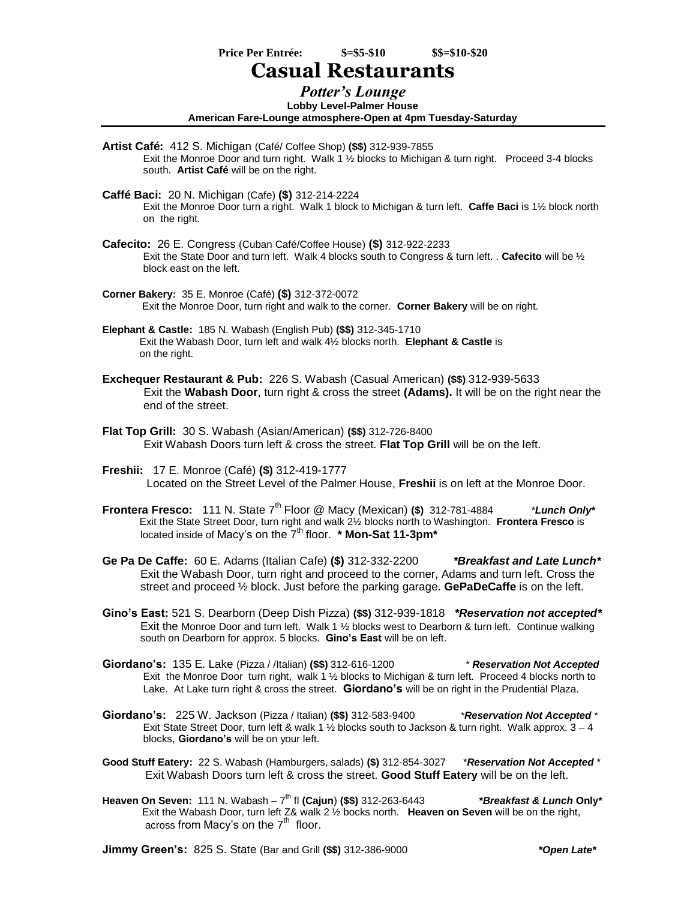**Price Per Entrée: $=$5-$10 $$=$10-$20**

# Casual Restaurants

## *Potter's Lounge*

**Lobby Level-Palmer House**
**American Fare-Lounge atmosphere-Open at 4pm Tuesday-Saturday**

---

**Artist Café:** 412 S. Michigan (Café/ Coffee Shop) **($$)** 312-939-7855
Exit the Monroe Door and turn right. Walk 1 ½ blocks to Michigan & turn right. Proceed 3-4 blocks south. **Artist Café** will be on the right.

**Caffé Baci:** 20 N. Michigan (Cafe) **($)** 312-214-2224
Exit the Monroe Door turn a right. Walk 1 block to Michigan & turn left. **Caffe Baci** is 1½ block north on the right.

**Cafecito:** 26 E. Congress (Cuban Café/Coffee House) **($)** 312-922-2233
Exit the State Door and turn left. Walk 4 blocks south to Congress & turn left. . **Cafecito** will be ½ block east on the left.

**Corner Bakery:** 35 E. Monroe (Café) **($)** 312-372-0072
Exit the Monroe Door, turn right and walk to the corner. **Corner Bakery** will be on right.

**Elephant & Castle:** 185 N. Wabash (English Pub) **($$)** 312-345-1710
Exit the Wabash Door, turn left and walk 4½ blocks north. **Elephant & Castle** is on the right.

**Exchequer Restaurant & Pub:** 226 S. Wabash (Casual American) **($$)** 312-939-5633
Exit the **Wabash Door**, turn right & cross the street **(Adams).** It will be on the right near the end of the street.

**Flat Top Grill:** 30 S. Wabash (Asian/American) **($$)** 312-726-8400
Exit Wabash Doors turn left & cross the street. **Flat Top Grill** will be on the left.

**Freshii:** 17 E. Monroe (Café) **($)** 312-419-1777
Located on the Street Level of the Palmer House, **Freshii** is on left at the Monroe Door.

**Frontera Fresco:** 111 N. State 7th Floor @ Macy (Mexican) **($)** 312-781-4884 ***Lunch Only***
Exit the State Street Door, turn right and walk 2½ blocks north to Washington. **Frontera Fresco** is located inside of Macy's on the 7th floor. *** Mon-Sat 11-3pm***

**Ge Pa De Caffe:** 60 E. Adams (Italian Cafe) **($)** 312-332-2200 ***Breakfast and Late Lunch***
Exit the Wabash Door, turn right and proceed to the corner, Adams and turn left. Cross the street and proceed ½ block. Just before the parking garage. **GePaDeCaffe** is on the left.

**Gino's East:** 521 S. Dearborn (Deep Dish Pizza) **($$)** 312-939-1818 ***Reservation not accepted***
Exit the Monroe Door and turn left. Walk 1 ½ blocks west to Dearborn & turn left. Continue walking south on Dearborn for approx. 5 blocks. **Gino's East** will be on left.

**Giordano's:** 135 E. Lake (Pizza / /Italian) **($$)** 312-616-1200 *** Reservation Not Accepted**
Exit the Monroe Door turn right, walk 1 ½ blocks to Michigan & turn left. Proceed 4 blocks north to Lake. At Lake turn right & cross the street. **Giordano's** will be on right in the Prudential Plaza.

**Giordano's:** 225 W. Jackson (Pizza / Italian) **($$)** 312-583-9400 ***Reservation Not Accepted ***
Exit State Street Door, turn left & walk 1 ½ blocks south to Jackson & turn right. Walk approx. 3 – 4 blocks, **Giordano's** will be on your left.

**Good Stuff Eatery:** 22 S. Wabash (Hamburgers, salads) **($)** 312-854-3027 ***Reservation Not Accepted ***
Exit Wabash Doors turn left & cross the street. **Good Stuff Eatery** will be on the left.

**Heaven On Seven:** 111 N. Wabash – 7th fl **(Cajun)** **($$)** 312-263-6443 ***Breakfast & Lunch Only***
Exit the Wabash Door, turn left Z& walk 2 ½ bocks north. **Heaven on Seven** will be on the right, across from Macy's on the 7th floor.

**Jimmy Green's:** 825 S. State (Bar and Grill **($$)** 312-386-9000 ***Open Late***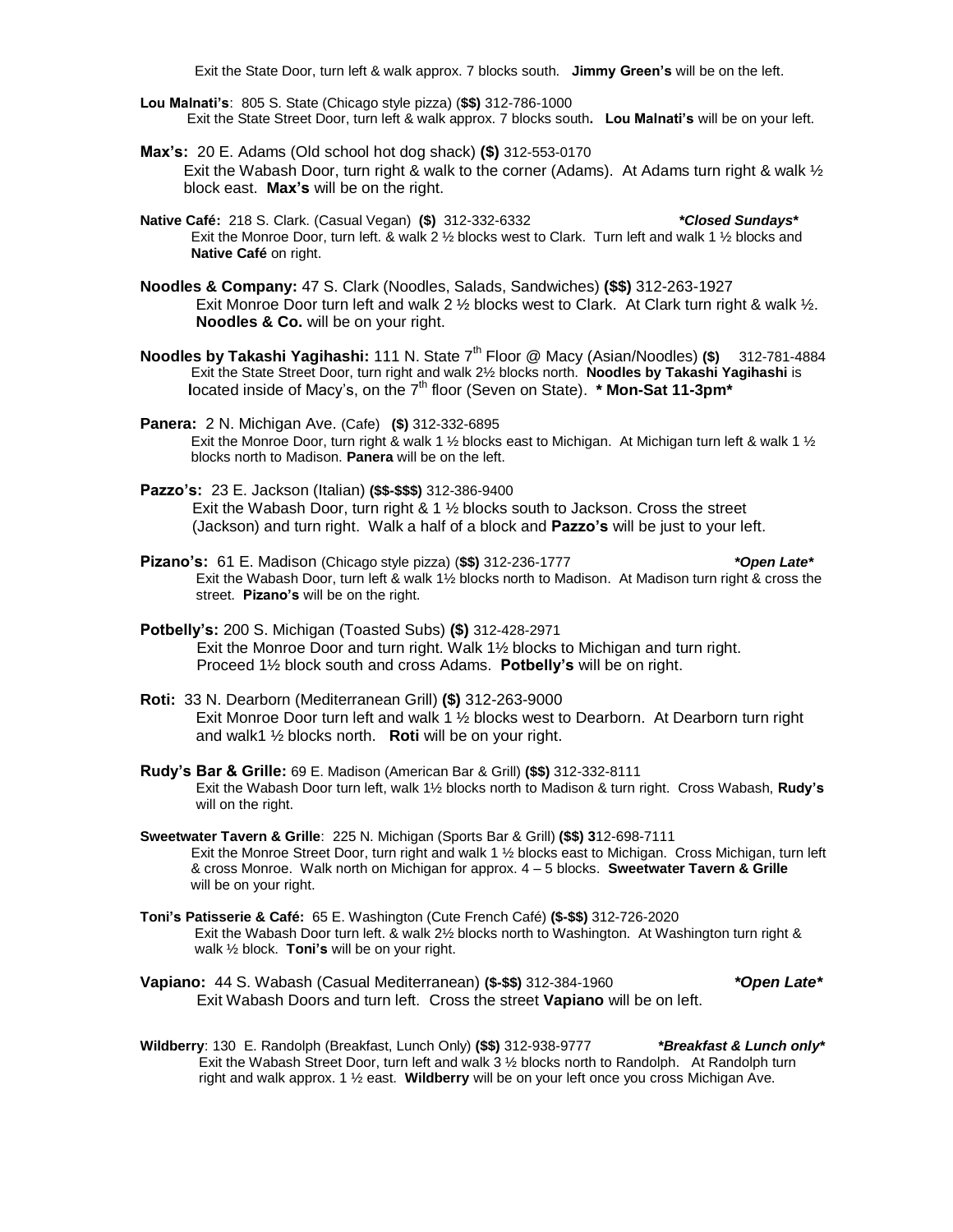Exit the State Door, turn left & walk approx. 7 blocks south. **Jimmy Green's** will be on the left.

**Lou Malnati's**: 805 S. State (Chicago style pizza) (**$$)** 312-786-1000
Exit the State Street Door, turn left & walk approx. 7 blocks south**. Lou Malnati's** will be on your left.

**Max's:** 20 E. Adams (Old school hot dog shack) **($)** 312-553-0170
Exit the Wabash Door, turn right & walk to the corner (Adams). At Adams turn right & walk ½ block east. **Max's** will be on the right.

**Native Café:** 218 S. Clark. (Casual Vegan) **($)** 312-332-6332 ***Closed Sundays***
Exit the Monroe Door, turn left. & walk 2 ½ blocks west to Clark. Turn left and walk 1 ½ blocks and **Native Café** on right.

**Noodles & Company:** 47 S. Clark (Noodles, Salads, Sandwiches) **($$)** 312-263-1927
Exit Monroe Door turn left and walk 2 ½ blocks west to Clark. At Clark turn right & walk ½. **Noodles & Co.** will be on your right.

**Noodles by Takashi Yagihashi:** 111 N. State 7th Floor @ Macy (Asian/Noodles) **($)** 312-781-4884
Exit the State Street Door, turn right and walk 2½ blocks north. **Noodles by Takashi Yagihashi** is **l**ocated inside of Macy's, on the 7th floor (Seven on State). *** Mon-Sat 11-3pm***

**Panera:** 2 N. Michigan Ave. (Cafe) **($)** 312-332-6895
Exit the Monroe Door, turn right & walk 1 ½ blocks east to Michigan. At Michigan turn left & walk 1 ½ blocks north to Madison. **Panera** will be on the left.

**Pazzo's:** 23 E. Jackson (Italian) **($$-$$$)** 312-386-9400
Exit the Wabash Door, turn right & 1 ½ blocks south to Jackson. Cross the street (Jackson) and turn right. Walk a half of a block and **Pazzo's** will be just to your left.

**Pizano's:** 61 E. Madison (Chicago style pizza) (**$$)** 312-236-1777 ***Open Late***
Exit the Wabash Door, turn left & walk 1½ blocks north to Madison. At Madison turn right & cross the street. **Pizano's** will be on the right.

**Potbelly's:** 200 S. Michigan (Toasted Subs) **($)** 312-428-2971
Exit the Monroe Door and turn right. Walk 1½ blocks to Michigan and turn right. Proceed 1½ block south and cross Adams. **Potbelly's** will be on right.

**Roti:** 33 N. Dearborn (Mediterranean Grill) **($)** 312-263-9000
Exit Monroe Door turn left and walk 1 ½ blocks west to Dearborn. At Dearborn turn right and walk1 ½ blocks north. **Roti** will be on your right.

**Rudy's Bar & Grille:** 69 E. Madison (American Bar & Grill) **($$)** 312-332-8111
Exit the Wabash Door turn left, walk 1½ blocks north to Madison & turn right. Cross Wabash, **Rudy's** will on the right.

**Sweetwater Tavern & Grille**: 225 N. Michigan (Sports Bar & Grill) **($$) 3**12-698-7111
Exit the Monroe Street Door, turn right and walk 1 ½ blocks east to Michigan. Cross Michigan, turn left & cross Monroe. Walk north on Michigan for approx. 4 – 5 blocks. **Sweetwater Tavern & Grille** will be on your right.

**Toni's Patisserie & Café:** 65 E. Washington (Cute French Café) **($-$$)** 312-726-2020
Exit the Wabash Door turn left. & walk 2½ blocks north to Washington. At Washington turn right & walk ½ block. **Toni's** will be on your right.

**Vapiano:** 44 S. Wabash (Casual Mediterranean) **($-$$)** 312-384-1960 ***Open Late***
Exit Wabash Doors and turn left. Cross the street **Vapiano** will be on left.

**Wildberry**: 130 E. Randolph (Breakfast, Lunch Only) **($$)** 312-938-9777 ***Breakfast & Lunch only***
Exit the Wabash Street Door, turn left and walk 3 ½ blocks north to Randolph. At Randolph turn right and walk approx. 1 ½ east. **Wildberry** will be on your left once you cross Michigan Ave.